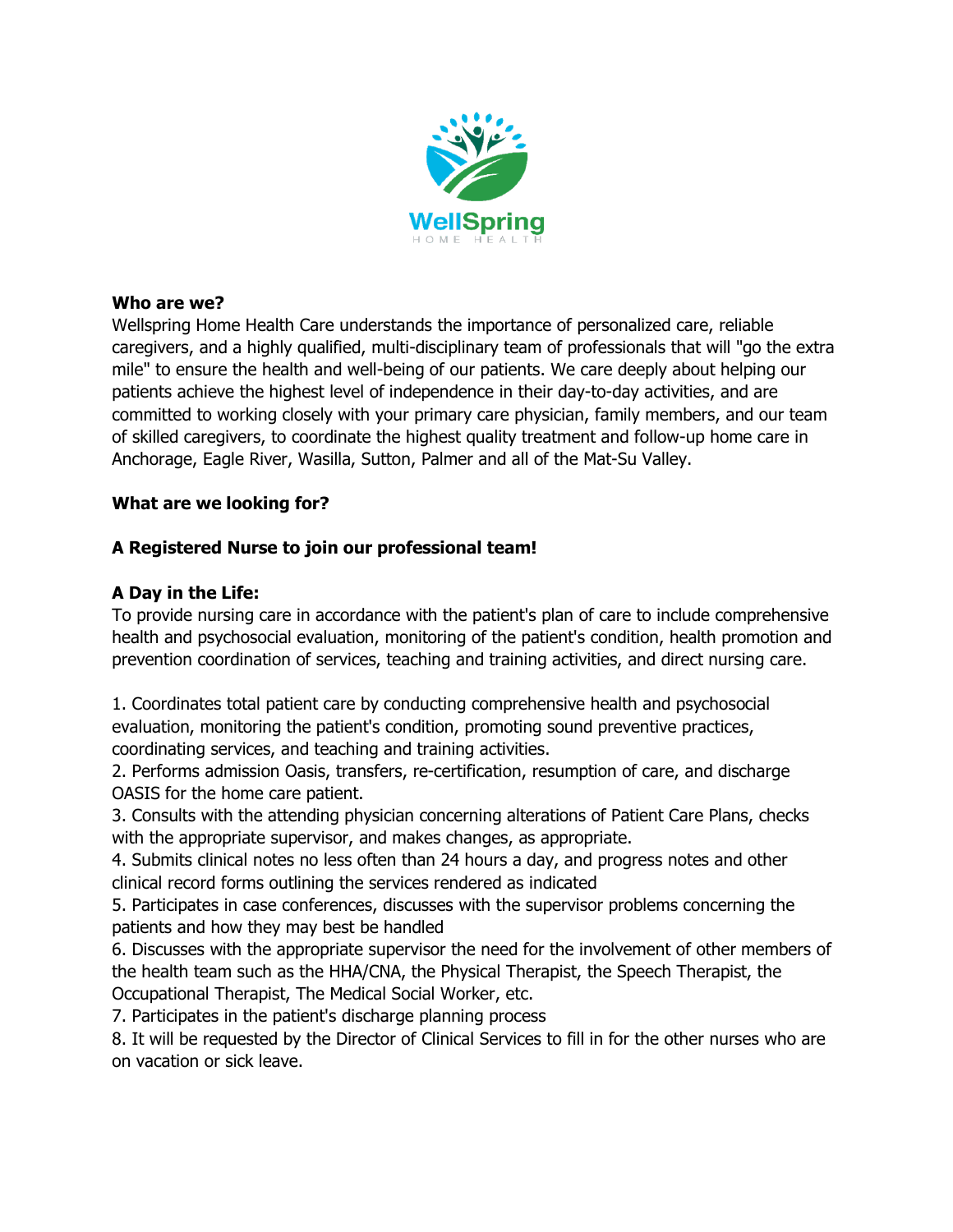WellSpring

HOME HEALTH

**Who are we?**

Wellspring Home Health Care understands the importance of personalized care, reliable caregivers, and a highly qualified, multi-disciplinary team of professionals that will "go the extra mile" to ensure the health and well-being of our patients. We care deeply about helping our patients achieve the highest level of independence in their day-to-day activities, and are committed to working closely with your primary care physician, family members, and our team of skilled caregivers, to coordinate the highest quality treatment and follow-up home care in Anchorage, Eagle River, Wasilla, Sutton, Palmer and all of the Mat-Su Valley.

**What are we looking for?**

**A Registered Nurse to join our professional team!**

**A Day in the Life:**

To provide nursing care in accordance with the patient's plan of care to include comprehensive health and psychosocial evaluation, monitoring of the patient's condition, health promotion and prevention coordination of services, teaching and training activities, and direct nursing care.

1. Coordinates total patient care by conducting comprehensive health and psychosocial evaluation, monitoring the patient's condition, promoting sound preventive practices, coordinating services, and teaching and training activities.
2. Performs admission Oasis, transfers, re-certification, resumption of care, and discharge OASIS for the home care patient.
3. Consults with the attending physician concerning alterations of Patient Care Plans, checks with the appropriate supervisor, and makes changes, as appropriate.
4. Submits clinical notes no less often than 24 hours a day, and progress notes and other clinical record forms outlining the services rendered as indicated
5. Participates in case conferences, discusses with the supervisor problems concerning the patients and how they may best be handled
6. Discusses with the appropriate supervisor the need for the involvement of other members of the health team such as the HHA/CNA, the Physical Therapist, the Speech Therapist, the Occupational Therapist, The Medical Social Worker, etc.
7. Participates in the patient's discharge planning process
8. It will be requested by the Director of Clinical Services to fill in for the other nurses who are on vacation or sick leave.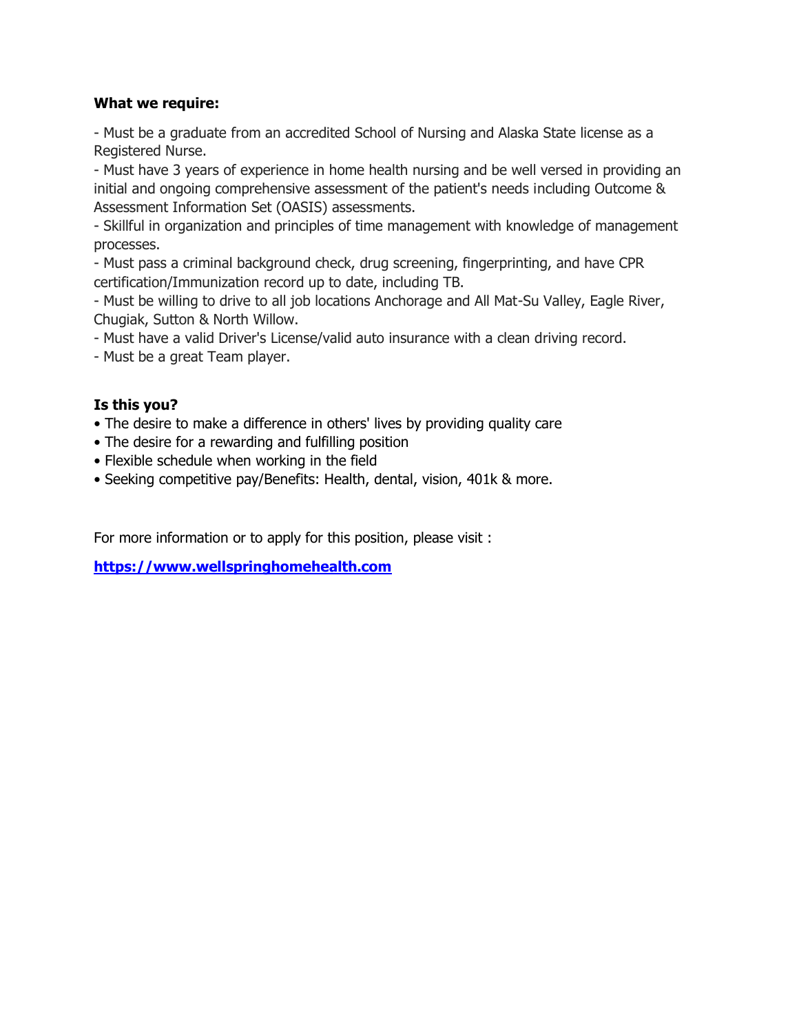**What we require:**

- Must be a graduate from an accredited School of Nursing and Alaska State license as a Registered Nurse.
- Must have 3 years of experience in home health nursing and be well versed in providing an initial and ongoing comprehensive assessment of the patient's needs including Outcome & Assessment Information Set (OASIS) assessments.
- Skillful in organization and principles of time management with knowledge of management processes.
- Must pass a criminal background check, drug screening, fingerprinting, and have CPR certification/Immunization record up to date, including TB.
- Must be willing to drive to all job locations Anchorage and All Mat-Su Valley, Eagle River, Chugiak, Sutton & North Willow.
- Must have a valid Driver's License/valid auto insurance with a clean driving record.
- Must be a great Team player.

**Is this you?**

- The desire to make a difference in others' lives by providing quality care
- The desire for a rewarding and fulfilling position
- Flexible schedule when working in the field
- Seeking competitive pay/Benefits: Health, dental, vision, 401k & more.

For more information or to apply for this position, please visit :

**[https://www.wellspringhomehealth.com](https://www.wellspringhomehealth.com)**